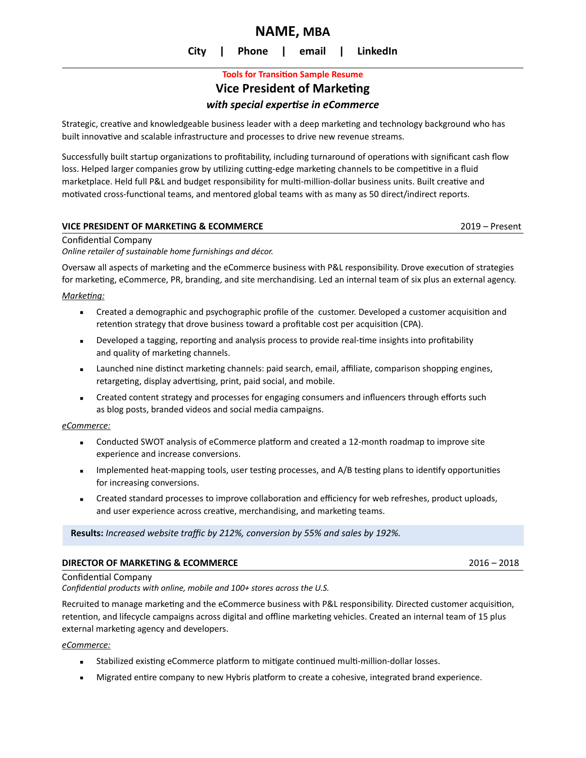# NAME, MBA

**City | Phone | email | LinkedIn**

---

**Tools for Transition Sample Resume**

## Vice President of Marketing

***with special expertise in eCommerce***

Strategic, creative and knowledgeable business leader with a deep marketing and technology background who has built innovative and scalable infrastructure and processes to drive new revenue streams.

Successfully built startup organizations to profitability, including turnaround of operations with significant cash flow loss. Helped larger companies grow by utilizing cutting-edge marketing channels to be competitive in a fluid marketplace. Held full P&L and budget responsibility for multi-million-dollar business units. Built creative and motivated cross-functional teams, and mentored global teams with as many as 50 direct/indirect reports.

### VICE PRESIDENT OF MARKETING & ECOMMERCE — 2019 – Present

Confidential Company

*Online retailer of sustainable home furnishings and décor.*

Oversaw all aspects of marketing and the eCommerce business with P&L responsibility. Drove execution of strategies for marketing, eCommerce, PR, branding, and site merchandising. Led an internal team of six plus an external agency.

*Marketing:*

- Created a demographic and psychographic profile of the customer. Developed a customer acquisition and retention strategy that drove business toward a profitable cost per acquisition (CPA).
- Developed a tagging, reporting and analysis process to provide real-time insights into profitability and quality of marketing channels.
- Launched nine distinct marketing channels: paid search, email, affiliate, comparison shopping engines, retargeting, display advertising, print, paid social, and mobile.
- Created content strategy and processes for engaging consumers and influencers through efforts such as blog posts, branded videos and social media campaigns.

*eCommerce:*

- Conducted SWOT analysis of eCommerce platform and created a 12-month roadmap to improve site experience and increase conversions.
- Implemented heat-mapping tools, user testing processes, and A/B testing plans to identify opportunities for increasing conversions.
- Created standard processes to improve collaboration and efficiency for web refreshes, product uploads, and user experience across creative, merchandising, and marketing teams.

**Results:** *Increased website traffic by 212%, conversion by 55% and sales by 192%.*

### DIRECTOR OF MARKETING & ECOMMERCE — 2016 – 2018

Confidential Company

*Confidential products with online, mobile and 100+ stores across the U.S.*

Recruited to manage marketing and the eCommerce business with P&L responsibility. Directed customer acquisition, retention, and lifecycle campaigns across digital and offline marketing vehicles. Created an internal team of 15 plus external marketing agency and developers.

*eCommerce:*

- Stabilized existing eCommerce platform to mitigate continued multi-million-dollar losses.
- Migrated entire company to new Hybris platform to create a cohesive, integrated brand experience.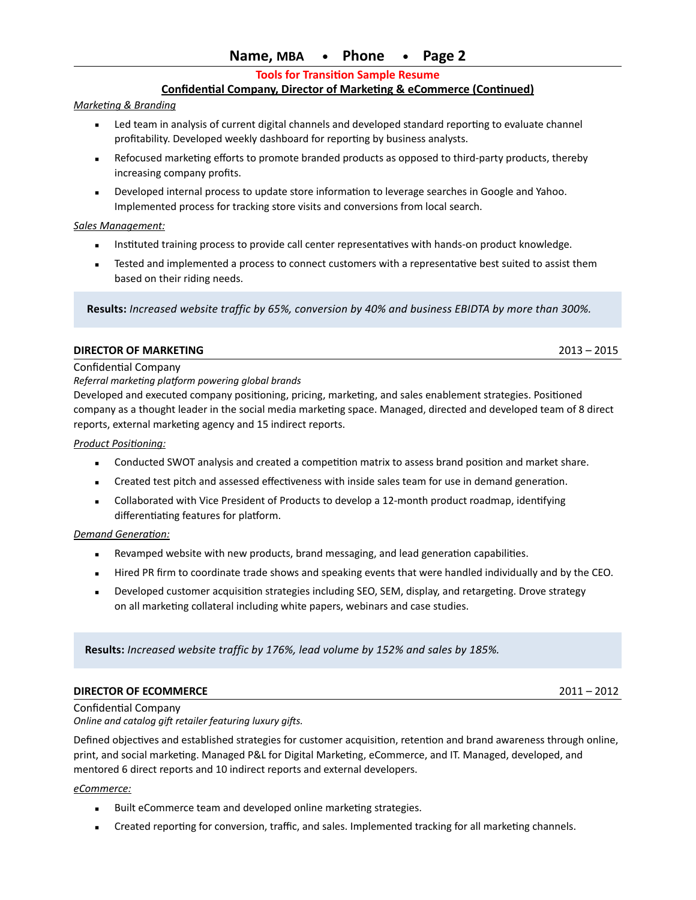**Tools for Transition Sample Resume**

**Confidential Company, Director of Marketing & eCommerce (Continued)**

*Marketing & Branding*

- Led team in analysis of current digital channels and developed standard reporting to evaluate channel profitability. Developed weekly dashboard for reporting by business analysts.
- Refocused marketing efforts to promote branded products as opposed to third-party products, thereby increasing company profits.
- Developed internal process to update store information to leverage searches in Google and Yahoo. Implemented process for tracking store visits and conversions from local search.

*Sales Management:*

- Instituted training process to provide call center representatives with hands-on product knowledge.
- Tested and implemented a process to connect customers with a representative best suited to assist them based on their riding needs.

**Results:** *Increased website traffic by 65%, conversion by 40% and business EBIDTA by more than 300%.*

## DIRECTOR OF MARKETING — 2013 – 2015

Confidential Company

*Referral marketing platform powering global brands*

Developed and executed company positioning, pricing, marketing, and sales enablement strategies. Positioned company as a thought leader in the social media marketing space. Managed, directed and developed team of 8 direct reports, external marketing agency and 15 indirect reports.

*Product Positioning:*

- Conducted SWOT analysis and created a competition matrix to assess brand position and market share.
- Created test pitch and assessed effectiveness with inside sales team for use in demand generation.
- Collaborated with Vice President of Products to develop a 12-month product roadmap, identifying differentiating features for platform.

*Demand Generation:*

- Revamped website with new products, brand messaging, and lead generation capabilities.
- Hired PR firm to coordinate trade shows and speaking events that were handled individually and by the CEO.
- Developed customer acquisition strategies including SEO, SEM, display, and retargeting. Drove strategy on all marketing collateral including white papers, webinars and case studies.

**Results:** *Increased website traffic by 176%, lead volume by 152% and sales by 185%.*

## DIRECTOR OF ECOMMERCE — 2011 – 2012

Confidential Company

*Online and catalog gift retailer featuring luxury gifts.*

Defined objectives and established strategies for customer acquisition, retention and brand awareness through online, print, and social marketing. Managed P&L for Digital Marketing, eCommerce, and IT. Managed, developed, and mentored 6 direct reports and 10 indirect reports and external developers.

*eCommerce:*

- Built eCommerce team and developed online marketing strategies.
- Created reporting for conversion, traffic, and sales. Implemented tracking for all marketing channels.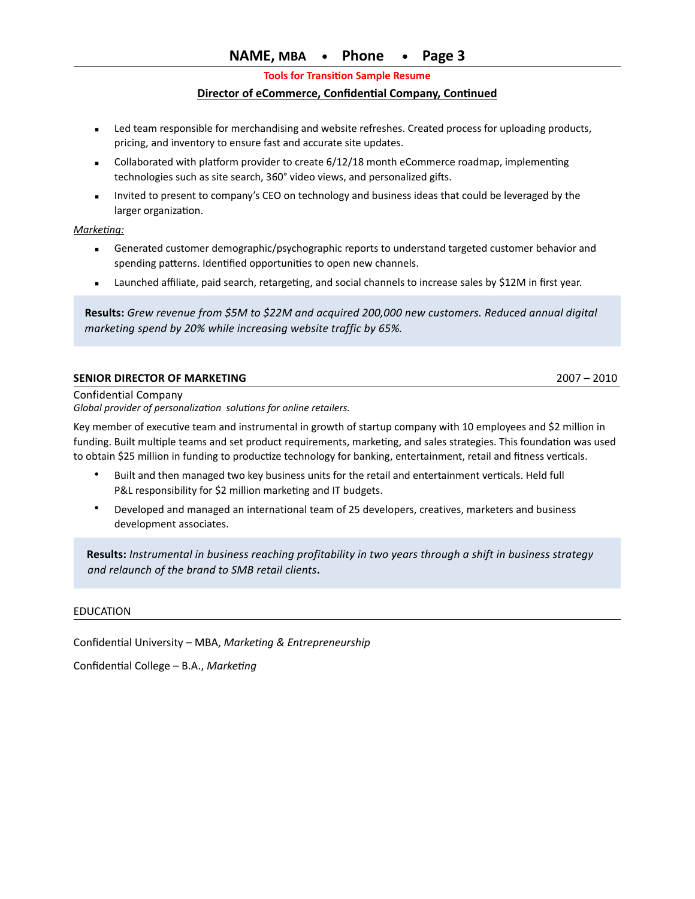**Tools for Transition Sample Resume**

**Director of eCommerce, Confidential Company, Continued**

- Led team responsible for merchandising and website refreshes. Created process for uploading products, pricing, and inventory to ensure fast and accurate site updates.
- Collaborated with platform provider to create 6/12/18 month eCommerce roadmap, implementing technologies such as site search, 360° video views, and personalized gifts.
- Invited to present to company's CEO on technology and business ideas that could be leveraged by the larger organization.

*Marketing:*

- Generated customer demographic/psychographic reports to understand targeted customer behavior and spending patterns. Identified opportunities to open new channels.
- Launched affiliate, paid search, retargeting, and social channels to increase sales by $12M in first year.

**Results:** *Grew revenue from $5M to $22M and acquired 200,000 new customers. Reduced annual digital marketing spend by 20% while increasing website traffic by 65%.*

**SENIOR DIRECTOR OF MARKETING** 2007 – 2010

Confidential Company
*Global provider of personalization solutions for online retailers.*

Key member of executive team and instrumental in growth of startup company with 10 employees and $2 million in funding. Built multiple teams and set product requirements, marketing, and sales strategies. This foundation was used to obtain $25 million in funding to productize technology for banking, entertainment, retail and fitness verticals.

- Built and then managed two key business units for the retail and entertainment verticals. Held full P&L responsibility for $2 million marketing and IT budgets.
- Developed and managed an international team of 25 developers, creatives, marketers and business development associates.

**Results:** *Instrumental in business reaching profitability in two years through a shift in business strategy and relaunch of the brand to SMB retail clients***.**

## EDUCATION

Confidential University – MBA, *Marketing & Entrepreneurship*

Confidential College – B.A., *Marketing*